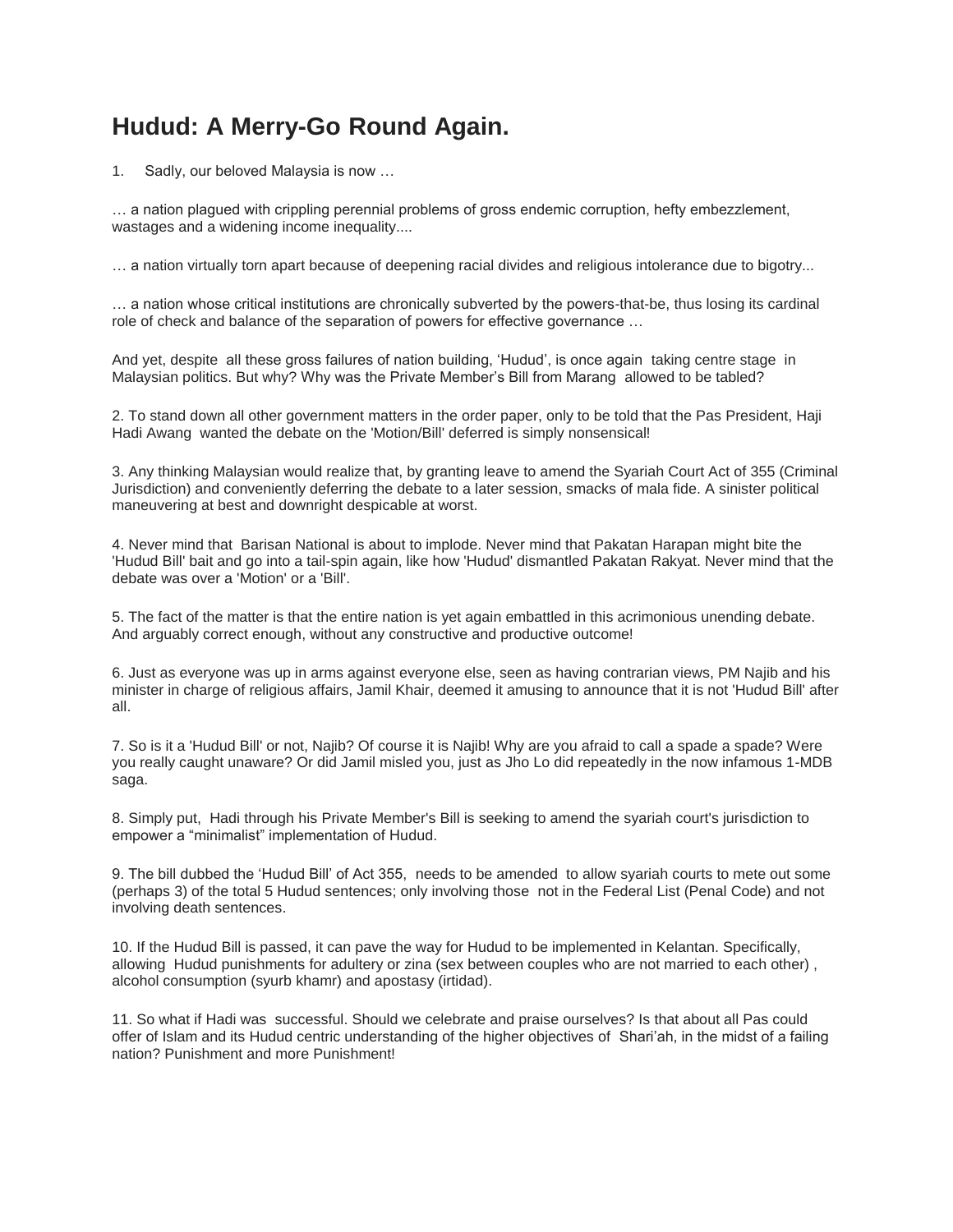# Hudud: A Merry-Go Round Again.

1. Sadly, our beloved Malaysia is now …

… a nation plagued with crippling perennial problems of gross endemic corruption, hefty embezzlement, wastages and a widening income inequality....

… a nation virtually torn apart because of deepening racial divides and religious intolerance due to bigotry...

… a nation whose critical institutions are chronically subverted by the powers-that-be, thus losing its cardinal role of check and balance of the separation of powers for effective governance …

And yet, despite all these gross failures of nation building, 'Hudud', is once again taking centre stage in Malaysian politics. But why? Why was the Private Member's Bill from Marang allowed to be tabled?

2. To stand down all other government matters in the order paper, only to be told that the Pas President, Haji Hadi Awang wanted the debate on the 'Motion/Bill' deferred is simply nonsensical!

3. Any thinking Malaysian would realize that, by granting leave to amend the Syariah Court Act of 355 (Criminal Jurisdiction) and conveniently deferring the debate to a later session, smacks of mala fide. A sinister political maneuvering at best and downright despicable at worst.

4. Never mind that Barisan National is about to implode. Never mind that Pakatan Harapan might bite the 'Hudud Bill' bait and go into a tail-spin again, like how 'Hudud' dismantled Pakatan Rakyat. Never mind that the debate was over a 'Motion' or a 'Bill'.

5. The fact of the matter is that the entire nation is yet again embattled in this acrimonious unending debate. And arguably correct enough, without any constructive and productive outcome!

6. Just as everyone was up in arms against everyone else, seen as having contrarian views, PM Najib and his minister in charge of religious affairs, Jamil Khair, deemed it amusing to announce that it is not 'Hudud Bill' after all.

7. So is it a 'Hudud Bill' or not, Najib? Of course it is Najib! Why are you afraid to call a spade a spade? Were you really caught unaware? Or did Jamil misled you, just as Jho Lo did repeatedly in the now infamous 1-MDB saga.

8. Simply put, Hadi through his Private Member's Bill is seeking to amend the syariah court's jurisdiction to empower a "minimalist" implementation of Hudud.

9. The bill dubbed the 'Hudud Bill' of Act 355, needs to be amended to allow syariah courts to mete out some (perhaps 3) of the total 5 Hudud sentences; only involving those not in the Federal List (Penal Code) and not involving death sentences.

10. If the Hudud Bill is passed, it can pave the way for Hudud to be implemented in Kelantan. Specifically, allowing Hudud punishments for adultery or zina (sex between couples who are not married to each other) , alcohol consumption (syurb khamr) and apostasy (irtidad).

11. So what if Hadi was successful. Should we celebrate and praise ourselves? Is that about all Pas could offer of Islam and its Hudud centric understanding of the higher objectives of Shari'ah, in the midst of a failing nation? Punishment and more Punishment!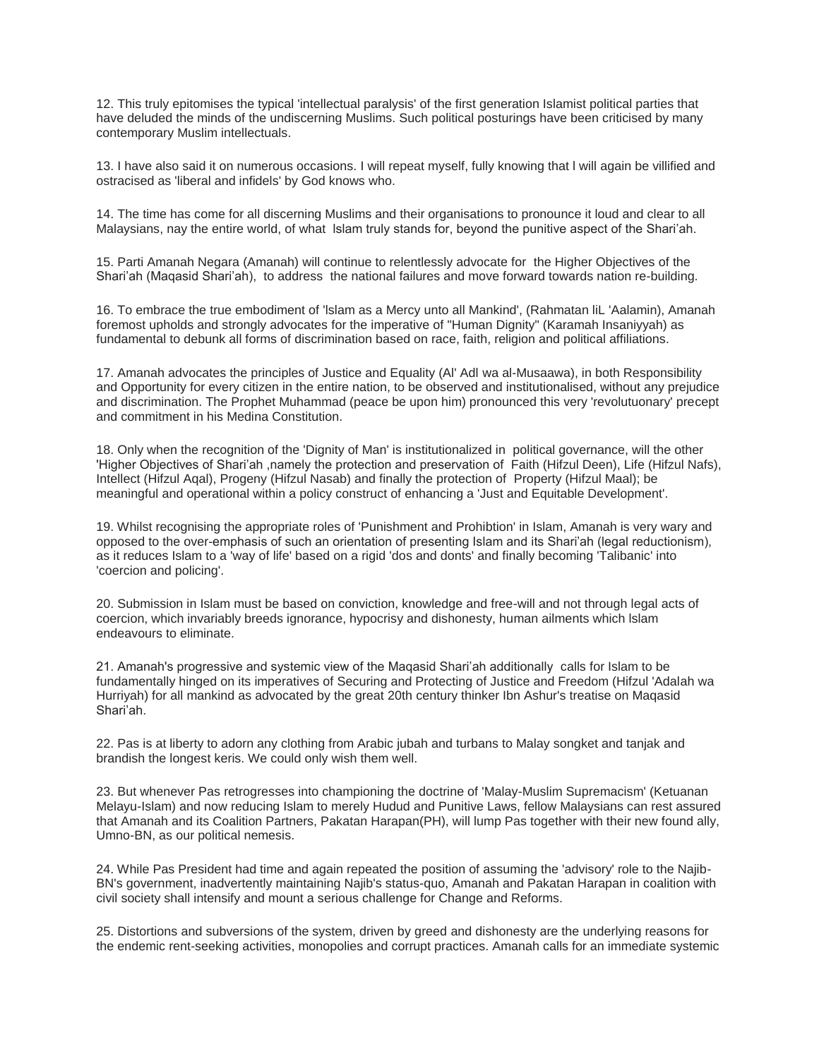12. This truly epitomises the typical 'intellectual paralysis' of the first generation Islamist political parties that have deluded the minds of the undiscerning Muslims. Such political posturings have been criticised by many contemporary Muslim intellectuals.

13. I have also said it on numerous occasions. I will repeat myself, fully knowing that I will again be villified and ostracised as 'liberal and infidels' by God knows who.

14. The time has come for all discerning Muslims and their organisations to pronounce it loud and clear to all Malaysians, nay the entire world, of what Islam truly stands for, beyond the punitive aspect of the Shari'ah.

15. Parti Amanah Negara (Amanah) will continue to relentlessly advocate for the Higher Objectives of the Shari'ah (Maqasid Shari'ah), to address the national failures and move forward towards nation re-building.

16. To embrace the true embodiment of 'Islam as a Mercy unto all Mankind', (Rahmatan liL 'Aalamin), Amanah foremost upholds and strongly advocates for the imperative of "Human Dignity" (Karamah Insaniyyah) as fundamental to debunk all forms of discrimination based on race, faith, religion and political affiliations.

17. Amanah advocates the principles of Justice and Equality (Al' Adl wa al-Musaawa), in both Responsibility and Opportunity for every citizen in the entire nation, to be observed and institutionalised, without any prejudice and discrimination. The Prophet Muhammad (peace be upon him) pronounced this very 'revolutuonary' precept and commitment in his Medina Constitution.

18. Only when the recognition of the 'Dignity of Man' is institutionalized in political governance, will the other 'Higher Objectives of Shari'ah ,namely the protection and preservation of Faith (Hifzul Deen), Life (Hifzul Nafs), Intellect (Hifzul Aqal), Progeny (Hifzul Nasab) and finally the protection of Property (Hifzul Maal); be meaningful and operational within a policy construct of enhancing a 'Just and Equitable Development'.

19. Whilst recognising the appropriate roles of 'Punishment and Prohibtion' in Islam, Amanah is very wary and opposed to the over-emphasis of such an orientation of presenting Islam and its Shari'ah (legal reductionism), as it reduces Islam to a 'way of life' based on a rigid 'dos and donts' and finally becoming 'Talibanic' into 'coercion and policing'.

20. Submission in Islam must be based on conviction, knowledge and free-will and not through legal acts of coercion, which invariably breeds ignorance, hypocrisy and dishonesty, human ailments which Islam endeavours to eliminate.

21. Amanah's progressive and systemic view of the Maqasid Shari'ah additionally calls for Islam to be fundamentally hinged on its imperatives of Securing and Protecting of Justice and Freedom (Hifzul 'Adalah wa Hurriyah) for all mankind as advocated by the great 20th century thinker Ibn Ashur's treatise on Maqasid Shari'ah.

22. Pas is at liberty to adorn any clothing from Arabic jubah and turbans to Malay songket and tanjak and brandish the longest keris. We could only wish them well.

23. But whenever Pas retrogresses into championing the doctrine of 'Malay-Muslim Supremacism' (Ketuanan Melayu-Islam) and now reducing Islam to merely Hudud and Punitive Laws, fellow Malaysians can rest assured that Amanah and its Coalition Partners, Pakatan Harapan(PH), will lump Pas together with their new found ally, Umno-BN, as our political nemesis.

24. While Pas President had time and again repeated the position of assuming the 'advisory' role to the Najib-BN's government, inadvertently maintaining Najib's status-quo, Amanah and Pakatan Harapan in coalition with civil society shall intensify and mount a serious challenge for Change and Reforms.

25. Distortions and subversions of the system, driven by greed and dishonesty are the underlying reasons for the endemic rent-seeking activities, monopolies and corrupt practices. Amanah calls for an immediate systemic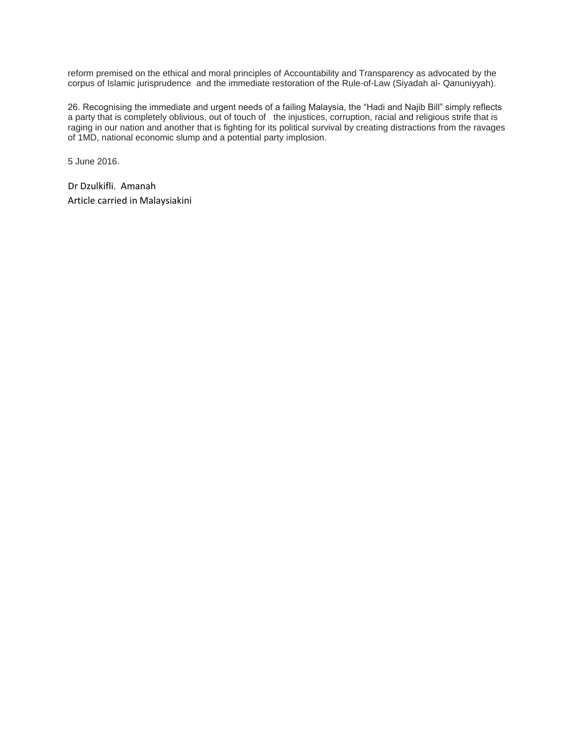reform premised on the ethical and moral principles of Accountability and Transparency as advocated by the corpus of Islamic jurisprudence and the immediate restoration of the Rule-of-Law (Siyadah al- Qanuniyyah).

26. Recognising the immediate and urgent needs of a failing Malaysia, the "Hadi and Najib Bill" simply reflects a party that is completely oblivious, out of touch of the injustices, corruption, racial and religious strife that is raging in our nation and another that is fighting for its political survival by creating distractions from the ravages of 1MD, national economic slump and a potential party implosion.

5 June 2016.

Dr Dzulkifli. Amanah

Article carried in Malaysiakini